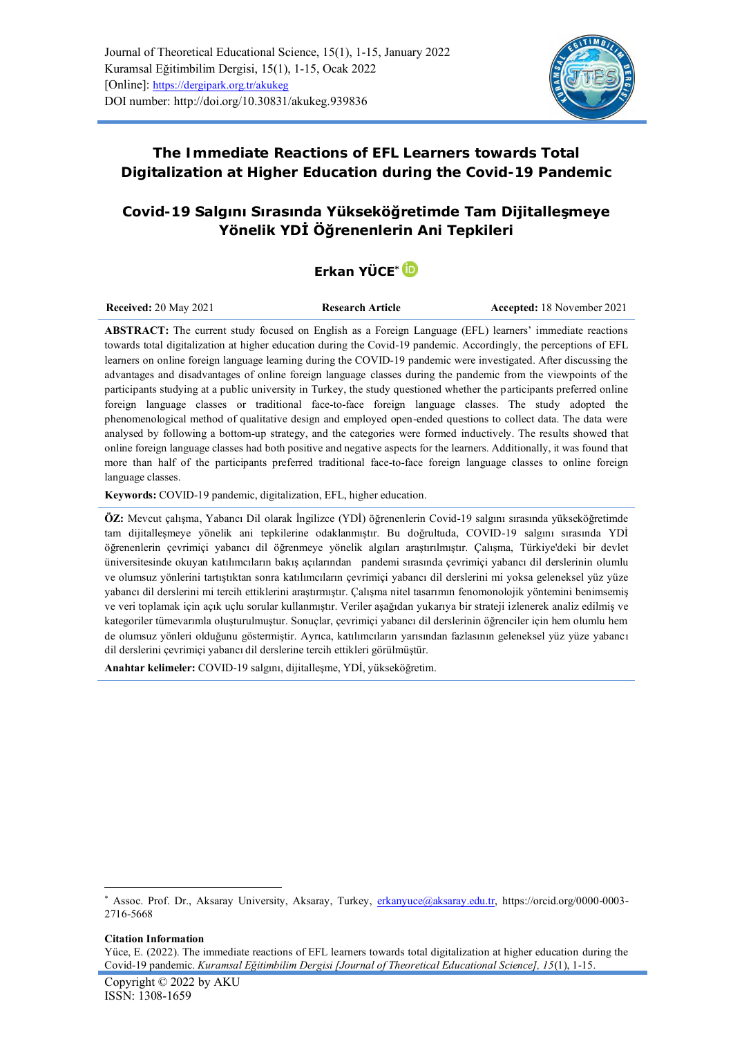Journal of Theoretical Educational Science, 15(1), 1-15, January 2022
Kuramsal Eğitimbilim Dergisi, 15(1), 1-15, Ocak 2022
[Online]: https://dergipark.org.tr/akukeg
DOI number: http://doi.org/10.30831/akukeg.939836

# The Immediate Reactions of EFL Learners towards Total Digitalization at Higher Education during the Covid-19 Pandemic

# Covid-19 Salgını Sırasında Yükseköğretimde Tam Dijitalleşmeye Yönelik YDİ Öğrenenlerin Ani Tepkileri

**Erkan YÜCE***

**Received:** 20 May 2021 | **Research Article** | **Accepted:** 18 November 2021

**ABSTRACT:** The current study focused on English as a Foreign Language (EFL) learners' immediate reactions towards total digitalization at higher education during the Covid-19 pandemic. Accordingly, the perceptions of EFL learners on online foreign language learning during the COVID-19 pandemic were investigated. After discussing the advantages and disadvantages of online foreign language classes during the pandemic from the viewpoints of the participants studying at a public university in Turkey, the study questioned whether the participants preferred online foreign language classes or traditional face-to-face foreign language classes. The study adopted the phenomenological method of qualitative design and employed open-ended questions to collect data. The data were analysed by following a bottom-up strategy, and the categories were formed inductively. The results showed that online foreign language classes had both positive and negative aspects for the learners. Additionally, it was found that more than half of the participants preferred traditional face-to-face foreign language classes to online foreign language classes.

**Keywords:** COVID-19 pandemic, digitalization, EFL, higher education.

**ÖZ:** Mevcut çalışma, Yabancı Dil olarak İngilizce (YDİ) öğrenenlerin Covid-19 salgını sırasında yükseköğretimde tam dijitalleşmeye yönelik ani tepkilerine odaklanmıştır. Bu doğrultuda, COVID-19 salgını sırasında YDİ öğrenenlerin çevrimiçi yabancı dil öğrenmeye yönelik algıları araştırılmıştır. Çalışma, Türkiye'deki bir devlet üniversitesinde okuyan katılımcıların bakış açılarından pandemi sırasında çevrimiçi yabancı dil derslerinin olumlu ve olumsuz yönlerini tartıştıktan sonra katılımcıların çevrimiçi yabancı dil derslerini mi yoksa geleneksel yüz yüze yabancı dil derslerini mi tercih ettiklerini araştırmıştır. Çalışma nitel tasarımın fenomonolojik yöntemini benimsemiş ve veri toplamak için açık uçlu sorular kullanmıştır. Veriler aşağıdan yukarıya bir strateji izlenerek analiz edilmiş ve kategoriler tümevarımla oluşturulmuştur. Sonuçlar, çevrimiçi yabancı dil derslerinin öğrenciler için hem olumlu hem de olumsuz yönleri olduğunu göstermiştir. Ayrıca, katılımcıların yarısından fazlasının geleneksel yüz yüze yabancı dil derslerini çevrimiçi yabancı dil derslerine tercih ettikleri görülmüştür.

**Anahtar kelimeler:** COVID-19 salgını, dijitalleşme, YDİ, yükseköğretim.

---

* Assoc. Prof. Dr., Aksaray University, Aksaray, Turkey, erkanyuce@aksaray.edu.tr, https://orcid.org/0000-0003-2716-5668

**Citation Information**
Yüce, E. (2022). The immediate reactions of EFL learners towards total digitalization at higher education during the Covid-19 pandemic. *Kuramsal Eğitimbilim Dergisi [Journal of Theoretical Educational Science], 15*(1), 1-15.

Copyright © 2022 by AKU
ISSN: 1308-1659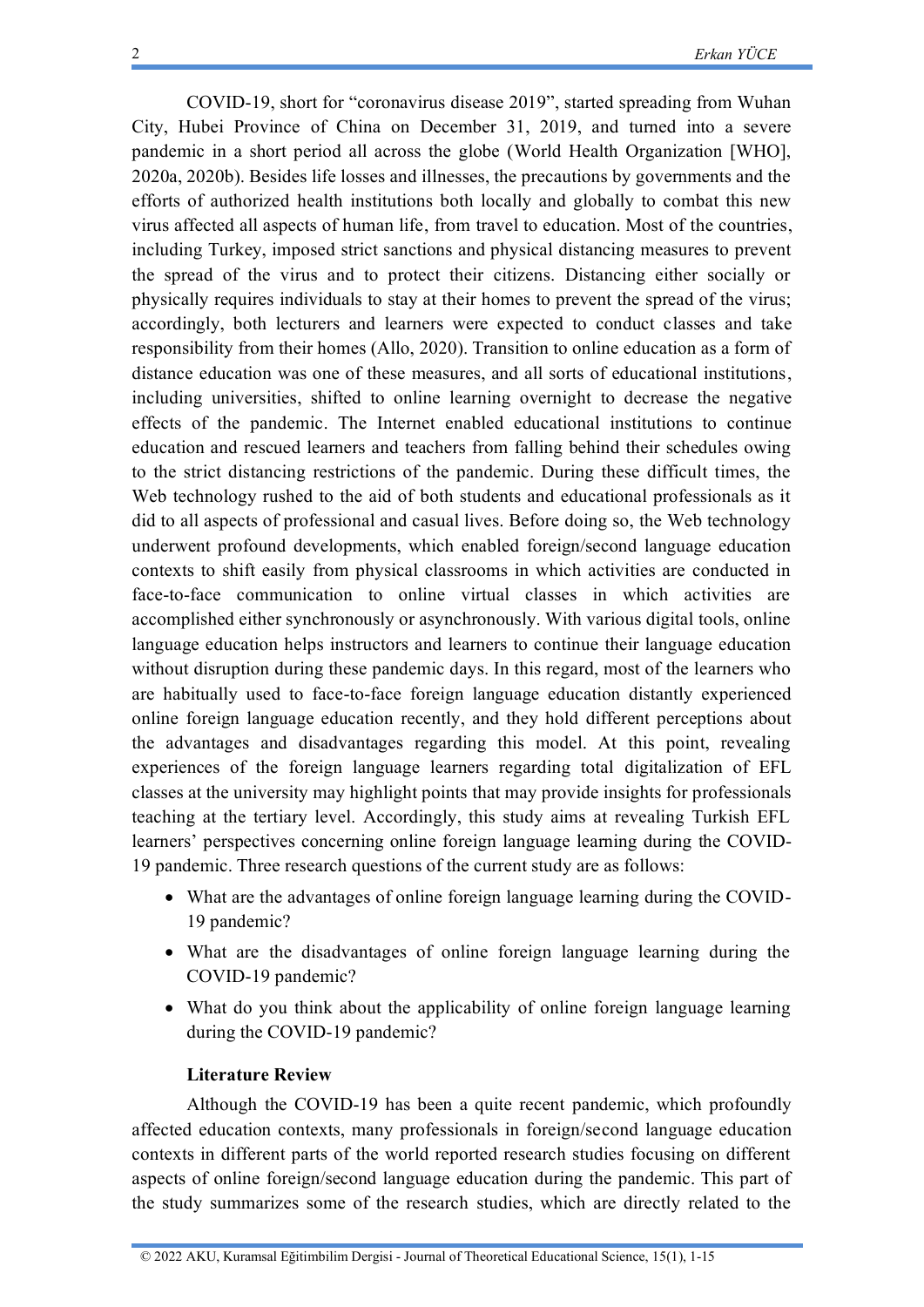COVID-19, short for "coronavirus disease 2019", started spreading from Wuhan City, Hubei Province of China on December 31, 2019, and turned into a severe pandemic in a short period all across the globe (World Health Organization [WHO], 2020a, 2020b). Besides life losses and illnesses, the precautions by governments and the efforts of authorized health institutions both locally and globally to combat this new virus affected all aspects of human life, from travel to education. Most of the countries, including Turkey, imposed strict sanctions and physical distancing measures to prevent the spread of the virus and to protect their citizens. Distancing either socially or physically requires individuals to stay at their homes to prevent the spread of the virus; accordingly, both lecturers and learners were expected to conduct classes and take responsibility from their homes (Allo, 2020). Transition to online education as a form of distance education was one of these measures, and all sorts of educational institutions, including universities, shifted to online learning overnight to decrease the negative effects of the pandemic. The Internet enabled educational institutions to continue education and rescued learners and teachers from falling behind their schedules owing to the strict distancing restrictions of the pandemic. During these difficult times, the Web technology rushed to the aid of both students and educational professionals as it did to all aspects of professional and casual lives. Before doing so, the Web technology underwent profound developments, which enabled foreign/second language education contexts to shift easily from physical classrooms in which activities are conducted in face-to-face communication to online virtual classes in which activities are accomplished either synchronously or asynchronously. With various digital tools, online language education helps instructors and learners to continue their language education without disruption during these pandemic days. In this regard, most of the learners who are habitually used to face-to-face foreign language education distantly experienced online foreign language education recently, and they hold different perceptions about the advantages and disadvantages regarding this model. At this point, revealing experiences of the foreign language learners regarding total digitalization of EFL classes at the university may highlight points that may provide insights for professionals teaching at the tertiary level. Accordingly, this study aims at revealing Turkish EFL learners' perspectives concerning online foreign language learning during the COVID-19 pandemic. Three research questions of the current study are as follows:

- What are the advantages of online foreign language learning during the COVID-19 pandemic?
- What are the disadvantages of online foreign language learning during the COVID-19 pandemic?
- What do you think about the applicability of online foreign language learning during the COVID-19 pandemic?

## Literature Review

Although the COVID-19 has been a quite recent pandemic, which profoundly affected education contexts, many professionals in foreign/second language education contexts in different parts of the world reported research studies focusing on different aspects of online foreign/second language education during the pandemic. This part of the study summarizes some of the research studies, which are directly related to the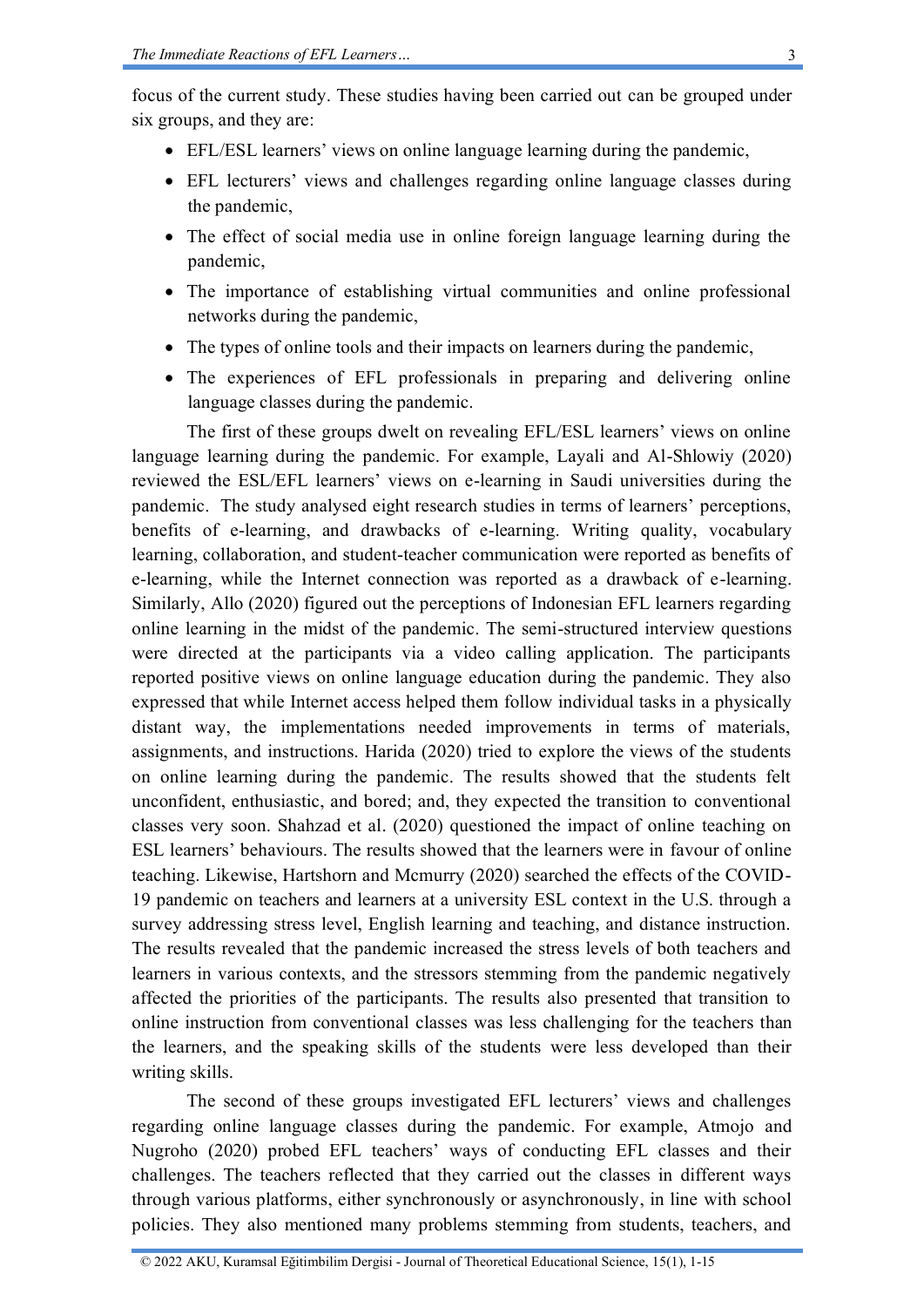focus of the current study. These studies having been carried out can be grouped under six groups, and they are:

- EFL/ESL learners' views on online language learning during the pandemic,
- EFL lecturers' views and challenges regarding online language classes during the pandemic,
- The effect of social media use in online foreign language learning during the pandemic,
- The importance of establishing virtual communities and online professional networks during the pandemic,
- The types of online tools and their impacts on learners during the pandemic,
- The experiences of EFL professionals in preparing and delivering online language classes during the pandemic.

The first of these groups dwelt on revealing EFL/ESL learners' views on online language learning during the pandemic. For example, Layali and Al-Shlowiy (2020) reviewed the ESL/EFL learners' views on e-learning in Saudi universities during the pandemic. The study analysed eight research studies in terms of learners' perceptions, benefits of e-learning, and drawbacks of e-learning. Writing quality, vocabulary learning, collaboration, and student-teacher communication were reported as benefits of e-learning, while the Internet connection was reported as a drawback of e-learning. Similarly, Allo (2020) figured out the perceptions of Indonesian EFL learners regarding online learning in the midst of the pandemic. The semi-structured interview questions were directed at the participants via a video calling application. The participants reported positive views on online language education during the pandemic. They also expressed that while Internet access helped them follow individual tasks in a physically distant way, the implementations needed improvements in terms of materials, assignments, and instructions. Harida (2020) tried to explore the views of the students on online learning during the pandemic. The results showed that the students felt unconfident, enthusiastic, and bored; and, they expected the transition to conventional classes very soon. Shahzad et al. (2020) questioned the impact of online teaching on ESL learners' behaviours. The results showed that the learners were in favour of online teaching. Likewise, Hartshorn and Mcmurry (2020) searched the effects of the COVID-19 pandemic on teachers and learners at a university ESL context in the U.S. through a survey addressing stress level, English learning and teaching, and distance instruction. The results revealed that the pandemic increased the stress levels of both teachers and learners in various contexts, and the stressors stemming from the pandemic negatively affected the priorities of the participants. The results also presented that transition to online instruction from conventional classes was less challenging for the teachers than the learners, and the speaking skills of the students were less developed than their writing skills.

The second of these groups investigated EFL lecturers' views and challenges regarding online language classes during the pandemic. For example, Atmojo and Nugroho (2020) probed EFL teachers' ways of conducting EFL classes and their challenges. The teachers reflected that they carried out the classes in different ways through various platforms, either synchronously or asynchronously, in line with school policies. They also mentioned many problems stemming from students, teachers, and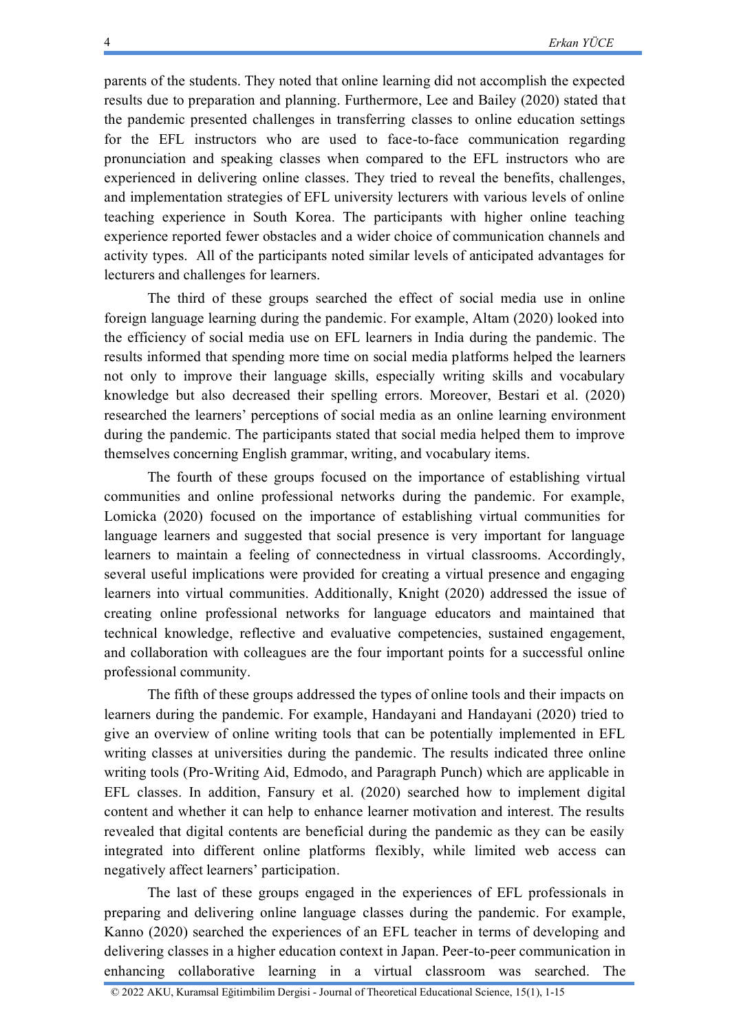parents of the students. They noted that online learning did not accomplish the expected results due to preparation and planning. Furthermore, Lee and Bailey (2020) stated that the pandemic presented challenges in transferring classes to online education settings for the EFL instructors who are used to face-to-face communication regarding pronunciation and speaking classes when compared to the EFL instructors who are experienced in delivering online classes. They tried to reveal the benefits, challenges, and implementation strategies of EFL university lecturers with various levels of online teaching experience in South Korea. The participants with higher online teaching experience reported fewer obstacles and a wider choice of communication channels and activity types. All of the participants noted similar levels of anticipated advantages for lecturers and challenges for learners.

The third of these groups searched the effect of social media use in online foreign language learning during the pandemic. For example, Altam (2020) looked into the efficiency of social media use on EFL learners in India during the pandemic. The results informed that spending more time on social media platforms helped the learners not only to improve their language skills, especially writing skills and vocabulary knowledge but also decreased their spelling errors. Moreover, Bestari et al. (2020) researched the learners' perceptions of social media as an online learning environment during the pandemic. The participants stated that social media helped them to improve themselves concerning English grammar, writing, and vocabulary items.

The fourth of these groups focused on the importance of establishing virtual communities and online professional networks during the pandemic. For example, Lomicka (2020) focused on the importance of establishing virtual communities for language learners and suggested that social presence is very important for language learners to maintain a feeling of connectedness in virtual classrooms. Accordingly, several useful implications were provided for creating a virtual presence and engaging learners into virtual communities. Additionally, Knight (2020) addressed the issue of creating online professional networks for language educators and maintained that technical knowledge, reflective and evaluative competencies, sustained engagement, and collaboration with colleagues are the four important points for a successful online professional community.

The fifth of these groups addressed the types of online tools and their impacts on learners during the pandemic. For example, Handayani and Handayani (2020) tried to give an overview of online writing tools that can be potentially implemented in EFL writing classes at universities during the pandemic. The results indicated three online writing tools (Pro-Writing Aid, Edmodo, and Paragraph Punch) which are applicable in EFL classes. In addition, Fansury et al. (2020) searched how to implement digital content and whether it can help to enhance learner motivation and interest. The results revealed that digital contents are beneficial during the pandemic as they can be easily integrated into different online platforms flexibly, while limited web access can negatively affect learners' participation.

The last of these groups engaged in the experiences of EFL professionals in preparing and delivering online language classes during the pandemic. For example, Kanno (2020) searched the experiences of an EFL teacher in terms of developing and delivering classes in a higher education context in Japan. Peer-to-peer communication in enhancing collaborative learning in a virtual classroom was searched. The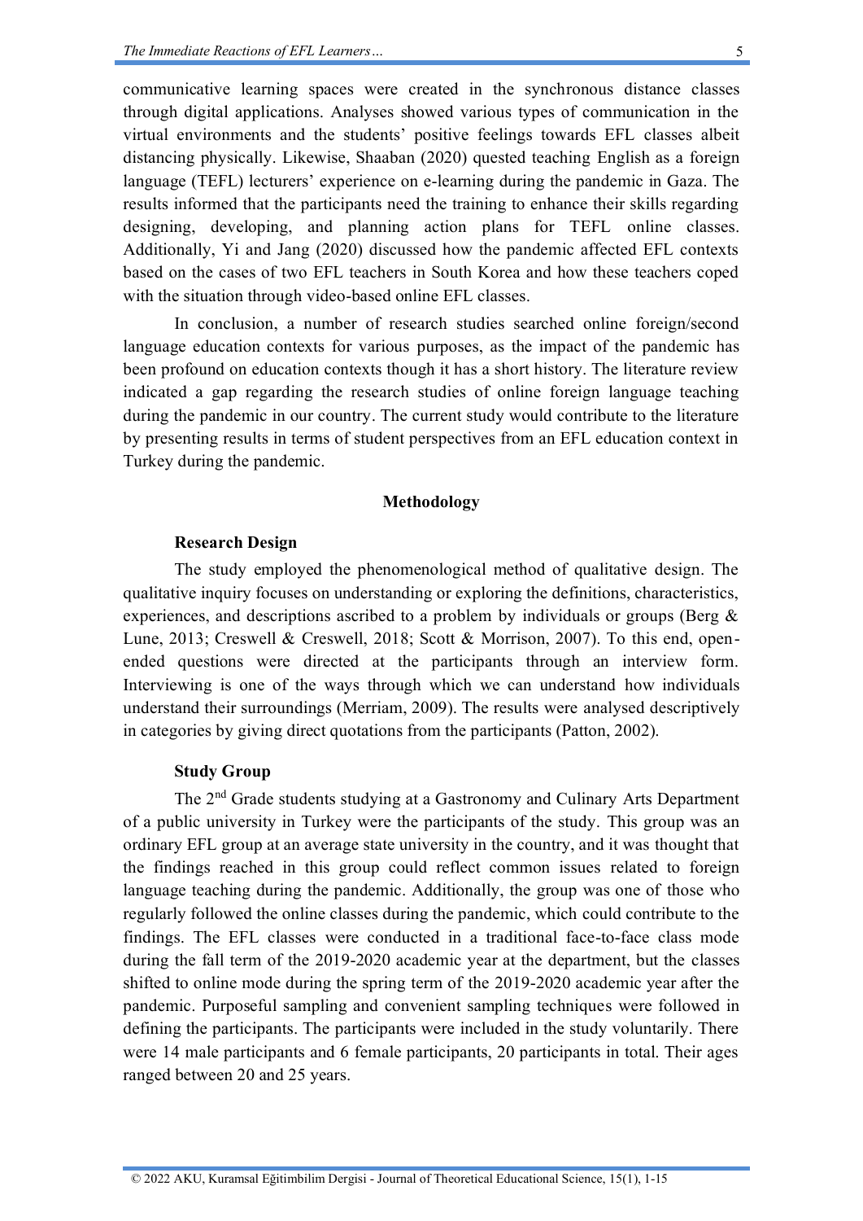communicative learning spaces were created in the synchronous distance classes through digital applications. Analyses showed various types of communication in the virtual environments and the students' positive feelings towards EFL classes albeit distancing physically. Likewise, Shaaban (2020) quested teaching English as a foreign language (TEFL) lecturers' experience on e-learning during the pandemic in Gaza. The results informed that the participants need the training to enhance their skills regarding designing, developing, and planning action plans for TEFL online classes. Additionally, Yi and Jang (2020) discussed how the pandemic affected EFL contexts based on the cases of two EFL teachers in South Korea and how these teachers coped with the situation through video-based online EFL classes.

In conclusion, a number of research studies searched online foreign/second language education contexts for various purposes, as the impact of the pandemic has been profound on education contexts though it has a short history. The literature review indicated a gap regarding the research studies of online foreign language teaching during the pandemic in our country. The current study would contribute to the literature by presenting results in terms of student perspectives from an EFL education context in Turkey during the pandemic.

## Methodology

### Research Design

The study employed the phenomenological method of qualitative design. The qualitative inquiry focuses on understanding or exploring the definitions, characteristics, experiences, and descriptions ascribed to a problem by individuals or groups (Berg & Lune, 2013; Creswell & Creswell, 2018; Scott & Morrison, 2007). To this end, open-ended questions were directed at the participants through an interview form. Interviewing is one of the ways through which we can understand how individuals understand their surroundings (Merriam, 2009). The results were analysed descriptively in categories by giving direct quotations from the participants (Patton, 2002).

### Study Group

The 2nd Grade students studying at a Gastronomy and Culinary Arts Department of a public university in Turkey were the participants of the study. This group was an ordinary EFL group at an average state university in the country, and it was thought that the findings reached in this group could reflect common issues related to foreign language teaching during the pandemic. Additionally, the group was one of those who regularly followed the online classes during the pandemic, which could contribute to the findings. The EFL classes were conducted in a traditional face-to-face class mode during the fall term of the 2019-2020 academic year at the department, but the classes shifted to online mode during the spring term of the 2019-2020 academic year after the pandemic. Purposeful sampling and convenient sampling techniques were followed in defining the participants. The participants were included in the study voluntarily. There were 14 male participants and 6 female participants, 20 participants in total. Their ages ranged between 20 and 25 years.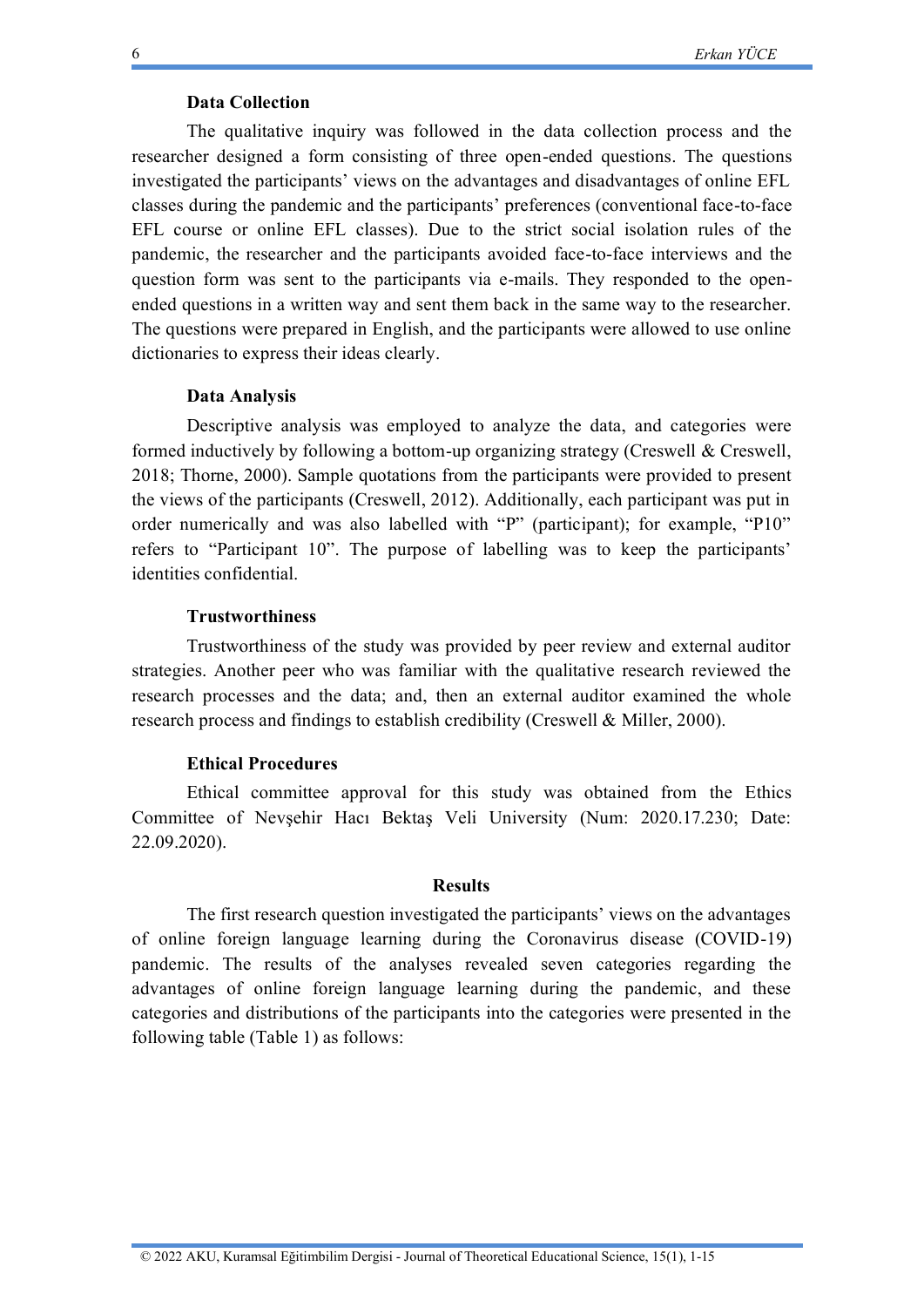### Data Collection

The qualitative inquiry was followed in the data collection process and the researcher designed a form consisting of three open-ended questions. The questions investigated the participants' views on the advantages and disadvantages of online EFL classes during the pandemic and the participants' preferences (conventional face-to-face EFL course or online EFL classes). Due to the strict social isolation rules of the pandemic, the researcher and the participants avoided face-to-face interviews and the question form was sent to the participants via e-mails. They responded to the open-ended questions in a written way and sent them back in the same way to the researcher. The questions were prepared in English, and the participants were allowed to use online dictionaries to express their ideas clearly.

### Data Analysis

Descriptive analysis was employed to analyze the data, and categories were formed inductively by following a bottom-up organizing strategy (Creswell & Creswell, 2018; Thorne, 2000). Sample quotations from the participants were provided to present the views of the participants (Creswell, 2012). Additionally, each participant was put in order numerically and was also labelled with "P" (participant); for example, "P10" refers to "Participant 10". The purpose of labelling was to keep the participants' identities confidential.

### Trustworthiness

Trustworthiness of the study was provided by peer review and external auditor strategies. Another peer who was familiar with the qualitative research reviewed the research processes and the data; and, then an external auditor examined the whole research process and findings to establish credibility (Creswell & Miller, 2000).

### Ethical Procedures

Ethical committee approval for this study was obtained from the Ethics Committee of Nevşehir Hacı Bektaş Veli University (Num: 2020.17.230; Date: 22.09.2020).

## Results

The first research question investigated the participants' views on the advantages of online foreign language learning during the Coronavirus disease (COVID-19) pandemic. The results of the analyses revealed seven categories regarding the advantages of online foreign language learning during the pandemic, and these categories and distributions of the participants into the categories were presented in the following table (Table 1) as follows: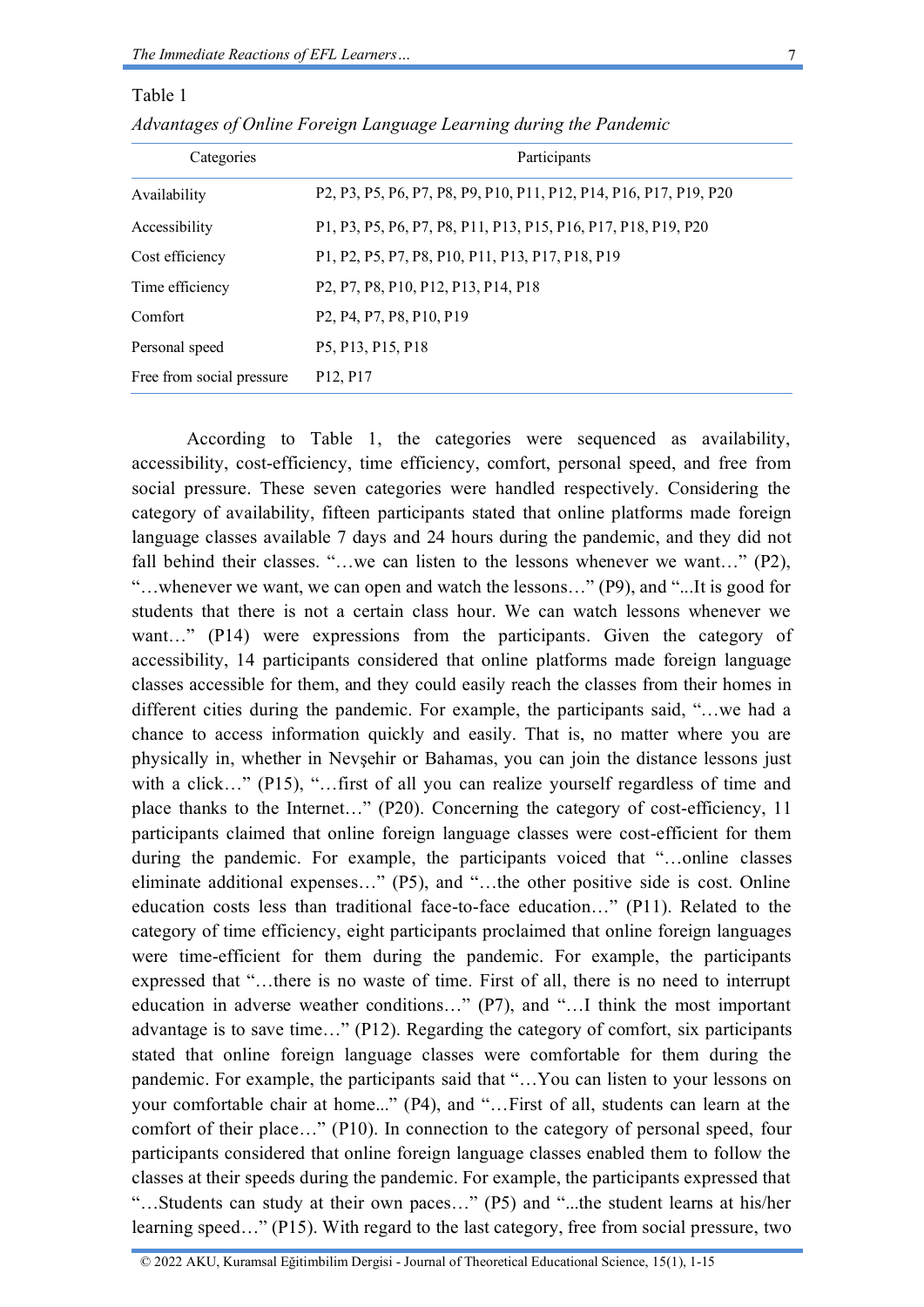Table 1

*Advantages of Online Foreign Language Learning during the Pandemic*

| Categories | Participants |
|---|---|
| Availability | P2, P3, P5, P6, P7, P8, P9, P10, P11, P12, P14, P16, P17, P19, P20 |
| Accessibility | P1, P3, P5, P6, P7, P8, P11, P13, P15, P16, P17, P18, P19, P20 |
| Cost efficiency | P1, P2, P5, P7, P8, P10, P11, P13, P17, P18, P19 |
| Time efficiency | P2, P7, P8, P10, P12, P13, P14, P18 |
| Comfort | P2, P4, P7, P8, P10, P19 |
| Personal speed | P5, P13, P15, P18 |
| Free from social pressure | P12, P17 |

According to Table 1, the categories were sequenced as availability, accessibility, cost-efficiency, time efficiency, comfort, personal speed, and free from social pressure. These seven categories were handled respectively. Considering the category of availability, fifteen participants stated that online platforms made foreign language classes available 7 days and 24 hours during the pandemic, and they did not fall behind their classes. "…we can listen to the lessons whenever we want…" (P2), "…whenever we want, we can open and watch the lessons…" (P9), and "...It is good for students that there is not a certain class hour. We can watch lessons whenever we want…" (P14) were expressions from the participants. Given the category of accessibility, 14 participants considered that online platforms made foreign language classes accessible for them, and they could easily reach the classes from their homes in different cities during the pandemic. For example, the participants said, "…we had a chance to access information quickly and easily. That is, no matter where you are physically in, whether in Nevşehir or Bahamas, you can join the distance lessons just with a click…" (P15), "…first of all you can realize yourself regardless of time and place thanks to the Internet…" (P20). Concerning the category of cost-efficiency, 11 participants claimed that online foreign language classes were cost-efficient for them during the pandemic. For example, the participants voiced that "…online classes eliminate additional expenses…" (P5), and "…the other positive side is cost. Online education costs less than traditional face-to-face education…" (P11). Related to the category of time efficiency, eight participants proclaimed that online foreign languages were time-efficient for them during the pandemic. For example, the participants expressed that "…there is no waste of time. First of all, there is no need to interrupt education in adverse weather conditions…" (P7), and "…I think the most important advantage is to save time…" (P12). Regarding the category of comfort, six participants stated that online foreign language classes were comfortable for them during the pandemic. For example, the participants said that "…You can listen to your lessons on your comfortable chair at home..." (P4), and "…First of all, students can learn at the comfort of their place…" (P10). In connection to the category of personal speed, four participants considered that online foreign language classes enabled them to follow the classes at their speeds during the pandemic. For example, the participants expressed that "…Students can study at their own paces…" (P5) and "...the student learns at his/her learning speed…" (P15). With regard to the last category, free from social pressure, two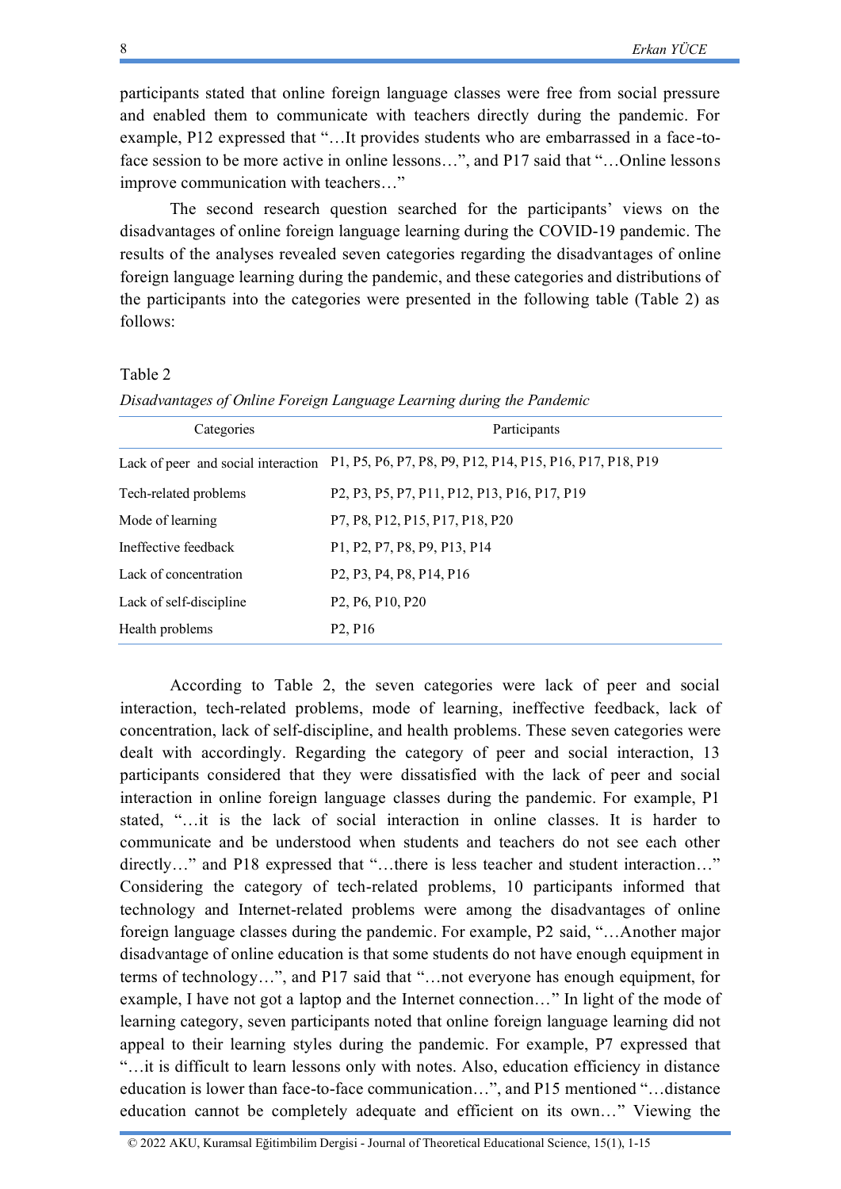participants stated that online foreign language classes were free from social pressure and enabled them to communicate with teachers directly during the pandemic. For example, P12 expressed that "…It provides students who are embarrassed in a face-to-face session to be more active in online lessons…", and P17 said that "…Online lessons improve communication with teachers…"

The second research question searched for the participants' views on the disadvantages of online foreign language learning during the COVID-19 pandemic. The results of the analyses revealed seven categories regarding the disadvantages of online foreign language learning during the pandemic, and these categories and distributions of the participants into the categories were presented in the following table (Table 2) as follows:

Table 2

*Disadvantages of Online Foreign Language Learning during the Pandemic*

| Categories | Participants |
|---|---|
| Lack of peer and social interaction | P1, P5, P6, P7, P8, P9, P12, P14, P15, P16, P17, P18, P19 |
| Tech-related problems | P2, P3, P5, P7, P11, P12, P13, P16, P17, P19 |
| Mode of learning | P7, P8, P12, P15, P17, P18, P20 |
| Ineffective feedback | P1, P2, P7, P8, P9, P13, P14 |
| Lack of concentration | P2, P3, P4, P8, P14, P16 |
| Lack of self-discipline | P2, P6, P10, P20 |
| Health problems | P2, P16 |

According to Table 2, the seven categories were lack of peer and social interaction, tech-related problems, mode of learning, ineffective feedback, lack of concentration, lack of self-discipline, and health problems. These seven categories were dealt with accordingly. Regarding the category of peer and social interaction, 13 participants considered that they were dissatisfied with the lack of peer and social interaction in online foreign language classes during the pandemic. For example, P1 stated, "…it is the lack of social interaction in online classes. It is harder to communicate and be understood when students and teachers do not see each other directly…" and P18 expressed that "…there is less teacher and student interaction…" Considering the category of tech-related problems, 10 participants informed that technology and Internet-related problems were among the disadvantages of online foreign language classes during the pandemic. For example, P2 said, "…Another major disadvantage of online education is that some students do not have enough equipment in terms of technology…", and P17 said that "…not everyone has enough equipment, for example, I have not got a laptop and the Internet connection…" In light of the mode of learning category, seven participants noted that online foreign language learning did not appeal to their learning styles during the pandemic. For example, P7 expressed that "…it is difficult to learn lessons only with notes. Also, education efficiency in distance education is lower than face-to-face communication…", and P15 mentioned "…distance education cannot be completely adequate and efficient on its own…" Viewing the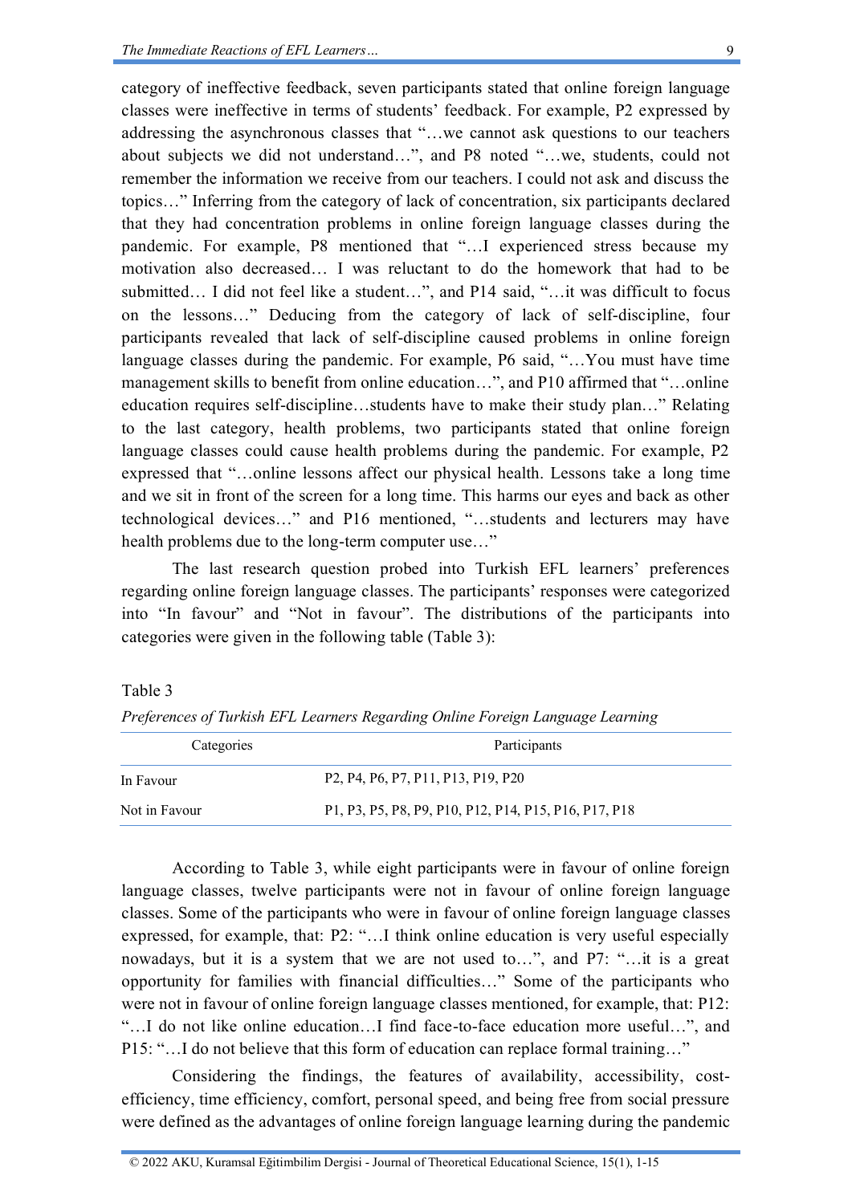category of ineffective feedback, seven participants stated that online foreign language classes were ineffective in terms of students' feedback. For example, P2 expressed by addressing the asynchronous classes that "…we cannot ask questions to our teachers about subjects we did not understand…", and P8 noted "…we, students, could not remember the information we receive from our teachers. I could not ask and discuss the topics…" Inferring from the category of lack of concentration, six participants declared that they had concentration problems in online foreign language classes during the pandemic. For example, P8 mentioned that "…I experienced stress because my motivation also decreased… I was reluctant to do the homework that had to be submitted… I did not feel like a student…", and P14 said, "…it was difficult to focus on the lessons…" Deducing from the category of lack of self-discipline, four participants revealed that lack of self-discipline caused problems in online foreign language classes during the pandemic. For example, P6 said, "…You must have time management skills to benefit from online education…", and P10 affirmed that "…online education requires self-discipline…students have to make their study plan…" Relating to the last category, health problems, two participants stated that online foreign language classes could cause health problems during the pandemic. For example, P2 expressed that "…online lessons affect our physical health. Lessons take a long time and we sit in front of the screen for a long time. This harms our eyes and back as other technological devices…" and P16 mentioned, "…students and lecturers may have health problems due to the long-term computer use…"

The last research question probed into Turkish EFL learners' preferences regarding online foreign language classes. The participants' responses were categorized into "In favour" and "Not in favour". The distributions of the participants into categories were given in the following table (Table 3):

Table 3

*Preferences of Turkish EFL Learners Regarding Online Foreign Language Learning*

| Categories | Participants |
|---|---|
| In Favour | P2, P4, P6, P7, P11, P13, P19, P20 |
| Not in Favour | P1, P3, P5, P8, P9, P10, P12, P14, P15, P16, P17, P18 |

According to Table 3, while eight participants were in favour of online foreign language classes, twelve participants were not in favour of online foreign language classes. Some of the participants who were in favour of online foreign language classes expressed, for example, that: P2: "…I think online education is very useful especially nowadays, but it is a system that we are not used to…", and P7: "…it is a great opportunity for families with financial difficulties…" Some of the participants who were not in favour of online foreign language classes mentioned, for example, that: P12: "…I do not like online education…I find face-to-face education more useful…", and P15: "…I do not believe that this form of education can replace formal training…"

Considering the findings, the features of availability, accessibility, cost-efficiency, time efficiency, comfort, personal speed, and being free from social pressure were defined as the advantages of online foreign language learning during the pandemic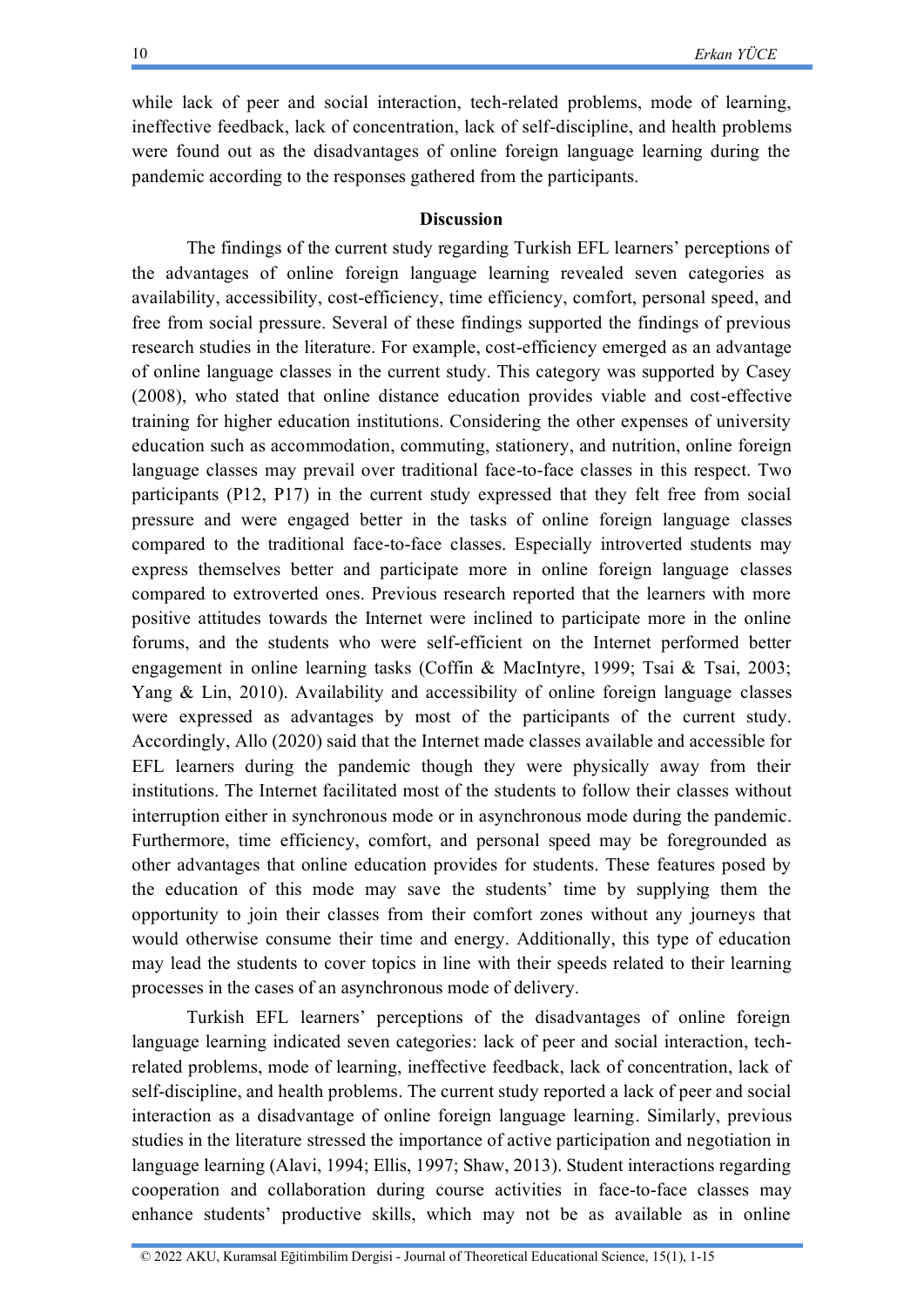while lack of peer and social interaction, tech-related problems, mode of learning, ineffective feedback, lack of concentration, lack of self-discipline, and health problems were found out as the disadvantages of online foreign language learning during the pandemic according to the responses gathered from the participants.

## Discussion

The findings of the current study regarding Turkish EFL learners' perceptions of the advantages of online foreign language learning revealed seven categories as availability, accessibility, cost-efficiency, time efficiency, comfort, personal speed, and free from social pressure. Several of these findings supported the findings of previous research studies in the literature. For example, cost-efficiency emerged as an advantage of online language classes in the current study. This category was supported by Casey (2008), who stated that online distance education provides viable and cost-effective training for higher education institutions. Considering the other expenses of university education such as accommodation, commuting, stationery, and nutrition, online foreign language classes may prevail over traditional face-to-face classes in this respect. Two participants (P12, P17) in the current study expressed that they felt free from social pressure and were engaged better in the tasks of online foreign language classes compared to the traditional face-to-face classes. Especially introverted students may express themselves better and participate more in online foreign language classes compared to extroverted ones. Previous research reported that the learners with more positive attitudes towards the Internet were inclined to participate more in the online forums, and the students who were self-efficient on the Internet performed better engagement in online learning tasks (Coffin & MacIntyre, 1999; Tsai & Tsai, 2003; Yang & Lin, 2010). Availability and accessibility of online foreign language classes were expressed as advantages by most of the participants of the current study. Accordingly, Allo (2020) said that the Internet made classes available and accessible for EFL learners during the pandemic though they were physically away from their institutions. The Internet facilitated most of the students to follow their classes without interruption either in synchronous mode or in asynchronous mode during the pandemic. Furthermore, time efficiency, comfort, and personal speed may be foregrounded as other advantages that online education provides for students. These features posed by the education of this mode may save the students' time by supplying them the opportunity to join their classes from their comfort zones without any journeys that would otherwise consume their time and energy. Additionally, this type of education may lead the students to cover topics in line with their speeds related to their learning processes in the cases of an asynchronous mode of delivery.

Turkish EFL learners' perceptions of the disadvantages of online foreign language learning indicated seven categories: lack of peer and social interaction, tech-related problems, mode of learning, ineffective feedback, lack of concentration, lack of self-discipline, and health problems. The current study reported a lack of peer and social interaction as a disadvantage of online foreign language learning. Similarly, previous studies in the literature stressed the importance of active participation and negotiation in language learning (Alavi, 1994; Ellis, 1997; Shaw, 2013). Student interactions regarding cooperation and collaboration during course activities in face-to-face classes may enhance students' productive skills, which may not be as available as in online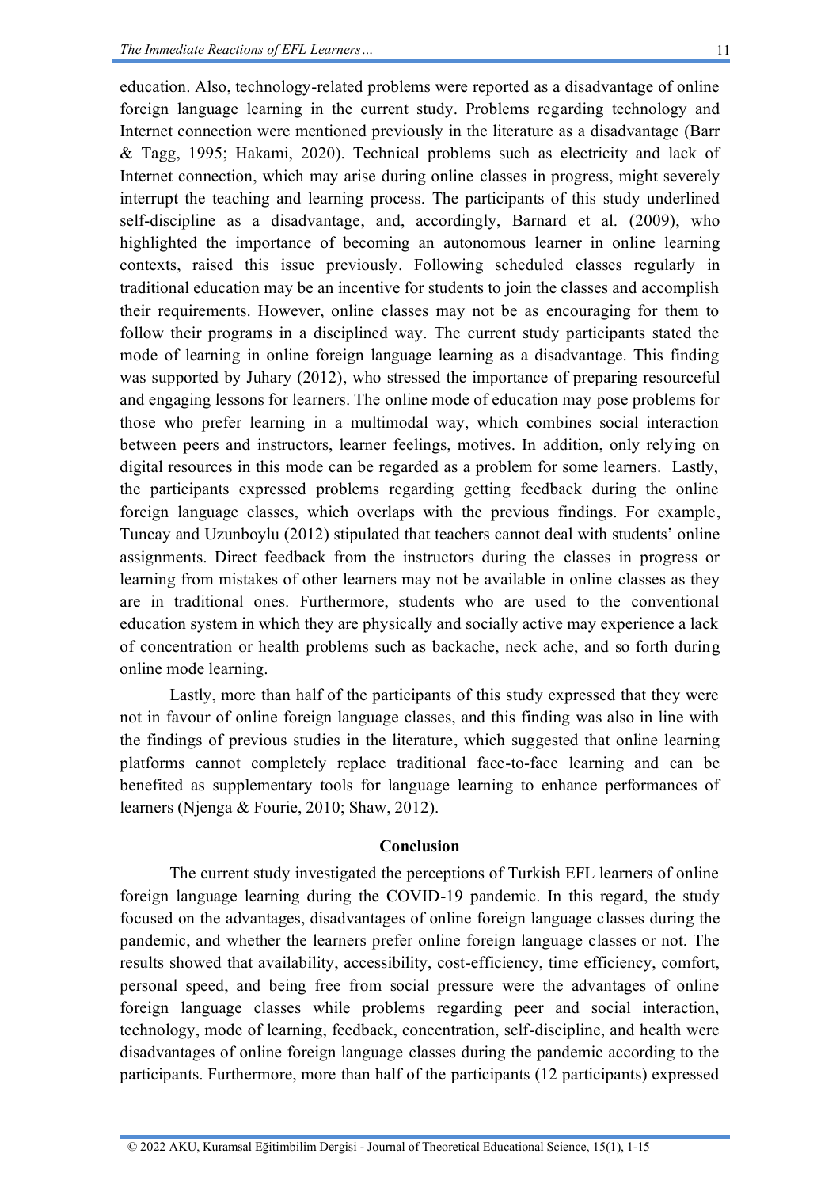education. Also, technology-related problems were reported as a disadvantage of online foreign language learning in the current study. Problems regarding technology and Internet connection were mentioned previously in the literature as a disadvantage (Barr & Tagg, 1995; Hakami, 2020). Technical problems such as electricity and lack of Internet connection, which may arise during online classes in progress, might severely interrupt the teaching and learning process. The participants of this study underlined self-discipline as a disadvantage, and, accordingly, Barnard et al. (2009), who highlighted the importance of becoming an autonomous learner in online learning contexts, raised this issue previously. Following scheduled classes regularly in traditional education may be an incentive for students to join the classes and accomplish their requirements. However, online classes may not be as encouraging for them to follow their programs in a disciplined way. The current study participants stated the mode of learning in online foreign language learning as a disadvantage. This finding was supported by Juhary (2012), who stressed the importance of preparing resourceful and engaging lessons for learners. The online mode of education may pose problems for those who prefer learning in a multimodal way, which combines social interaction between peers and instructors, learner feelings, motives. In addition, only relying on digital resources in this mode can be regarded as a problem for some learners. Lastly, the participants expressed problems regarding getting feedback during the online foreign language classes, which overlaps with the previous findings. For example, Tuncay and Uzunboylu (2012) stipulated that teachers cannot deal with students' online assignments. Direct feedback from the instructors during the classes in progress or learning from mistakes of other learners may not be available in online classes as they are in traditional ones. Furthermore, students who are used to the conventional education system in which they are physically and socially active may experience a lack of concentration or health problems such as backache, neck ache, and so forth during online mode learning.

Lastly, more than half of the participants of this study expressed that they were not in favour of online foreign language classes, and this finding was also in line with the findings of previous studies in the literature, which suggested that online learning platforms cannot completely replace traditional face-to-face learning and can be benefited as supplementary tools for language learning to enhance performances of learners (Njenga & Fourie, 2010; Shaw, 2012).

## Conclusion

The current study investigated the perceptions of Turkish EFL learners of online foreign language learning during the COVID-19 pandemic. In this regard, the study focused on the advantages, disadvantages of online foreign language classes during the pandemic, and whether the learners prefer online foreign language classes or not. The results showed that availability, accessibility, cost-efficiency, time efficiency, comfort, personal speed, and being free from social pressure were the advantages of online foreign language classes while problems regarding peer and social interaction, technology, mode of learning, feedback, concentration, self-discipline, and health were disadvantages of online foreign language classes during the pandemic according to the participants. Furthermore, more than half of the participants (12 participants) expressed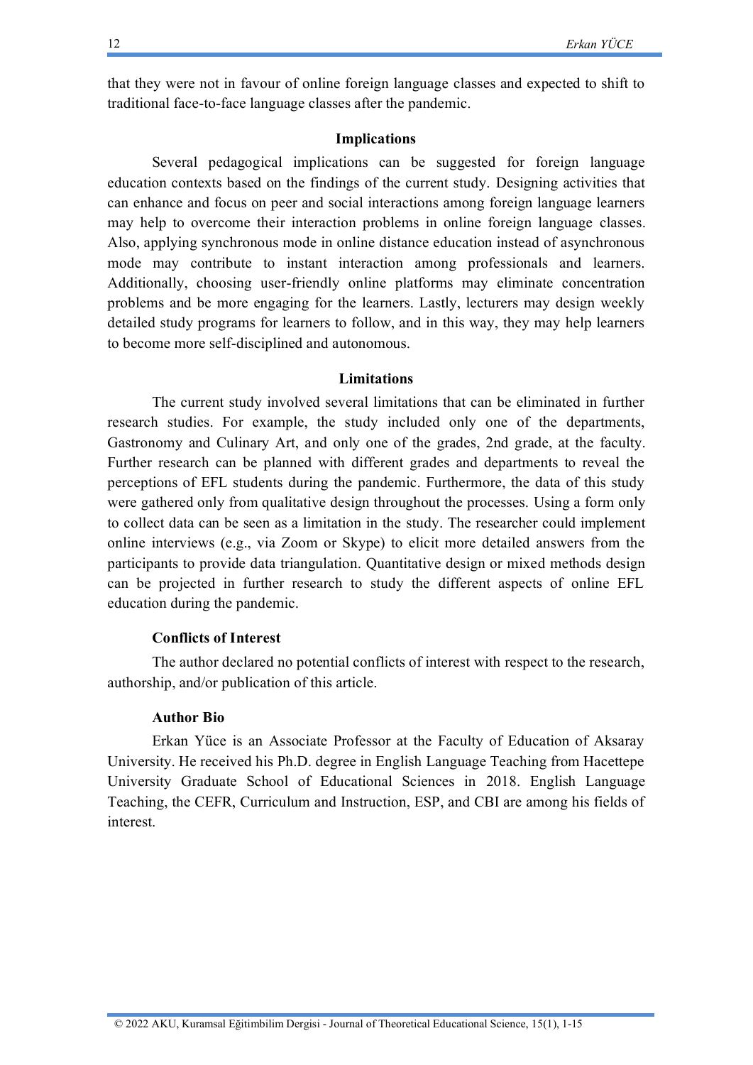that they were not in favour of online foreign language classes and expected to shift to traditional face-to-face language classes after the pandemic.

## Implications

Several pedagogical implications can be suggested for foreign language education contexts based on the findings of the current study. Designing activities that can enhance and focus on peer and social interactions among foreign language learners may help to overcome their interaction problems in online foreign language classes. Also, applying synchronous mode in online distance education instead of asynchronous mode may contribute to instant interaction among professionals and learners. Additionally, choosing user-friendly online platforms may eliminate concentration problems and be more engaging for the learners. Lastly, lecturers may design weekly detailed study programs for learners to follow, and in this way, they may help learners to become more self-disciplined and autonomous.

## Limitations

The current study involved several limitations that can be eliminated in further research studies. For example, the study included only one of the departments, Gastronomy and Culinary Art, and only one of the grades, 2nd grade, at the faculty. Further research can be planned with different grades and departments to reveal the perceptions of EFL students during the pandemic. Furthermore, the data of this study were gathered only from qualitative design throughout the processes. Using a form only to collect data can be seen as a limitation in the study. The researcher could implement online interviews (e.g., via Zoom or Skype) to elicit more detailed answers from the participants to provide data triangulation. Quantitative design or mixed methods design can be projected in further research to study the different aspects of online EFL education during the pandemic.

### Conflicts of Interest

The author declared no potential conflicts of interest with respect to the research, authorship, and/or publication of this article.

### Author Bio

Erkan Yüce is an Associate Professor at the Faculty of Education of Aksaray University. He received his Ph.D. degree in English Language Teaching from Hacettepe University Graduate School of Educational Sciences in 2018. English Language Teaching, the CEFR, Curriculum and Instruction, ESP, and CBI are among his fields of interest.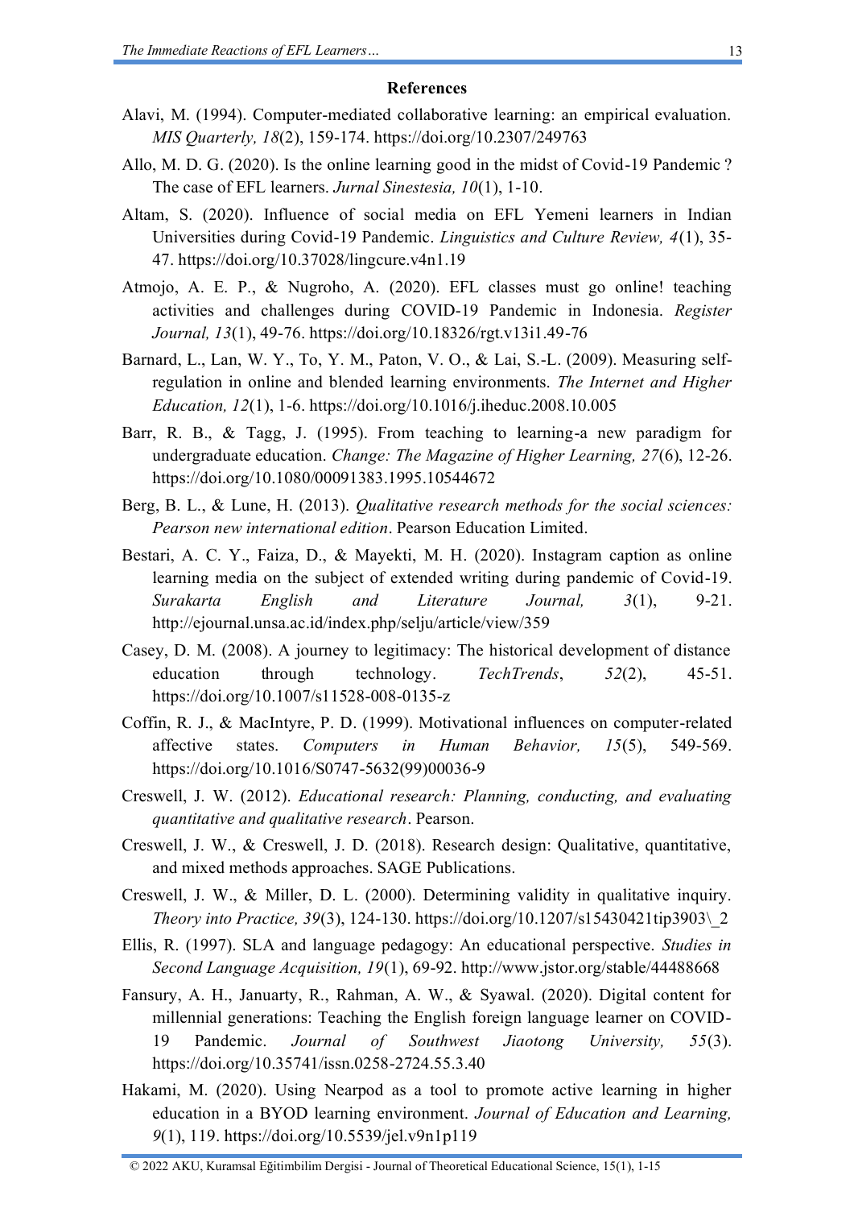## References

Alavi, M. (1994). Computer-mediated collaborative learning: an empirical evaluation. *MIS Quarterly, 18*(2), 159-174. https://doi.org/10.2307/249763

Allo, M. D. G. (2020). Is the online learning good in the midst of Covid-19 Pandemic ? The case of EFL learners. *Jurnal Sinestesia, 10*(1), 1-10.

Altam, S. (2020). Influence of social media on EFL Yemeni learners in Indian Universities during Covid-19 Pandemic. *Linguistics and Culture Review, 4*(1), 35-47. https://doi.org/10.37028/lingcure.v4n1.19

Atmojo, A. E. P., & Nugroho, A. (2020). EFL classes must go online! teaching activities and challenges during COVID-19 Pandemic in Indonesia. *Register Journal, 13*(1), 49-76. https://doi.org/10.18326/rgt.v13i1.49-76

Barnard, L., Lan, W. Y., To, Y. M., Paton, V. O., & Lai, S.-L. (2009). Measuring self-regulation in online and blended learning environments. *The Internet and Higher Education, 12*(1), 1-6. https://doi.org/10.1016/j.iheduc.2008.10.005

Barr, R. B., & Tagg, J. (1995). From teaching to learning-a new paradigm for undergraduate education. *Change: The Magazine of Higher Learning, 27*(6), 12-26. https://doi.org/10.1080/00091383.1995.10544672

Berg, B. L., & Lune, H. (2013). *Qualitative research methods for the social sciences: Pearson new international edition*. Pearson Education Limited.

Bestari, A. C. Y., Faiza, D., & Mayekti, M. H. (2020). Instagram caption as online learning media on the subject of extended writing during pandemic of Covid-19. *Surakarta English and Literature Journal, 3*(1), 9-21. http://ejournal.unsa.ac.id/index.php/selju/article/view/359

Casey, D. M. (2008). A journey to legitimacy: The historical development of distance education through technology. *TechTrends*, *52*(2), 45-51. https://doi.org/10.1007/s11528-008-0135-z

Coffin, R. J., & MacIntyre, P. D. (1999). Motivational influences on computer-related affective states. *Computers in Human Behavior, 15*(5), 549-569. https://doi.org/10.1016/S0747-5632(99)00036-9

Creswell, J. W. (2012). *Educational research: Planning, conducting, and evaluating quantitative and qualitative research*. Pearson.

Creswell, J. W., & Creswell, J. D. (2018). Research design: Qualitative, quantitative, and mixed methods approaches. SAGE Publications.

Creswell, J. W., & Miller, D. L. (2000). Determining validity in qualitative inquiry. *Theory into Practice, 39*(3), 124-130. https://doi.org/10.1207/s15430421tip3903\_2

Ellis, R. (1997). SLA and language pedagogy: An educational perspective. *Studies in Second Language Acquisition, 19*(1), 69-92. http://www.jstor.org/stable/44488668

Fansury, A. H., Januarty, R., Rahman, A. W., & Syawal. (2020). Digital content for millennial generations: Teaching the English foreign language learner on COVID-19 Pandemic. *Journal of Southwest Jiaotong University, 55*(3). https://doi.org/10.35741/issn.0258-2724.55.3.40

Hakami, M. (2020). Using Nearpod as a tool to promote active learning in higher education in a BYOD learning environment. *Journal of Education and Learning, 9*(1), 119. https://doi.org/10.5539/jel.v9n1p119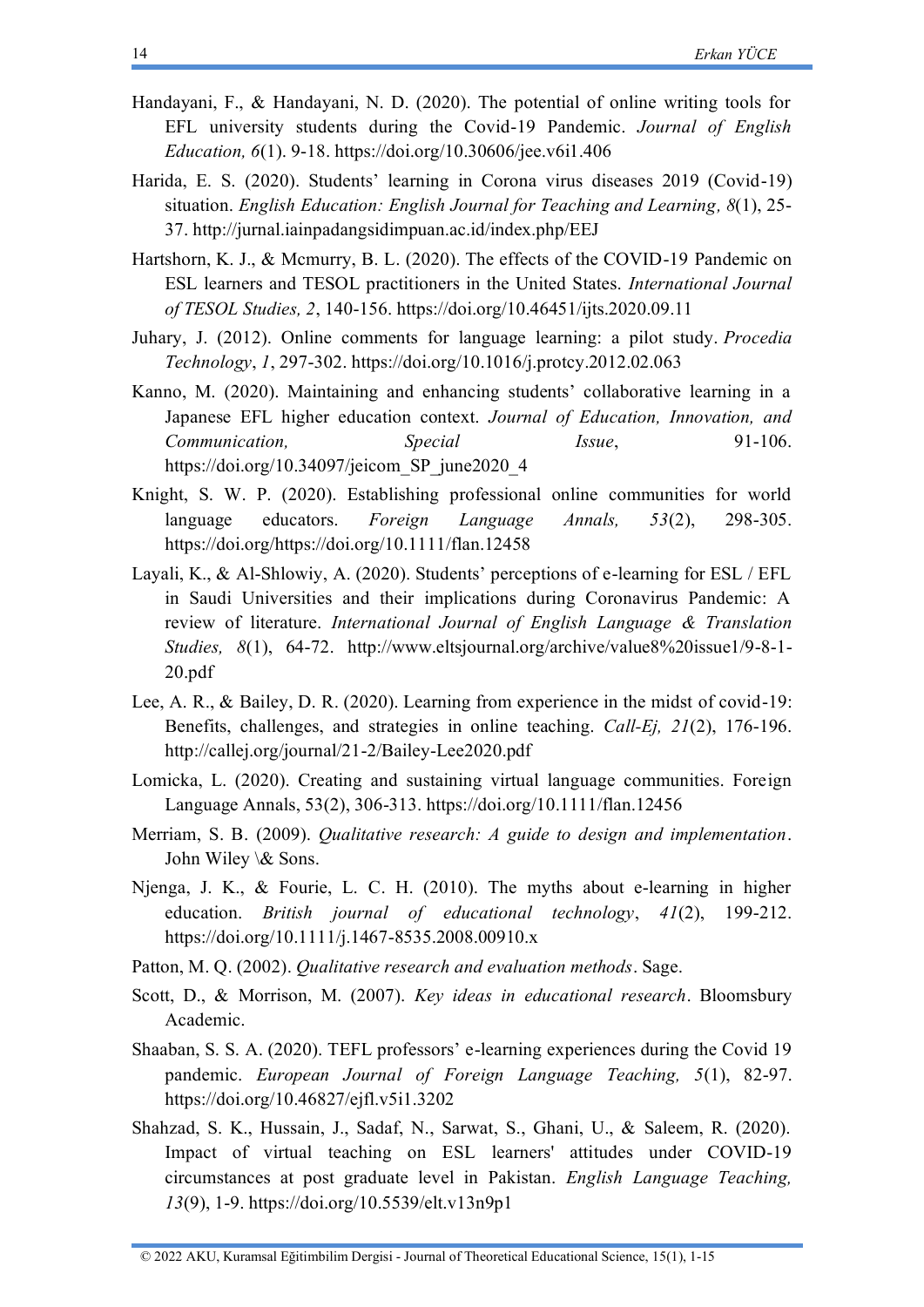Handayani, F., & Handayani, N. D. (2020). The potential of online writing tools for EFL university students during the Covid-19 Pandemic. *Journal of English Education, 6*(1). 9-18. https://doi.org/10.30606/jee.v6i1.406

Harida, E. S. (2020). Students' learning in Corona virus diseases 2019 (Covid-19) situation. *English Education: English Journal for Teaching and Learning, 8*(1), 25-37. http://jurnal.iainpadangsidimpuan.ac.id/index.php/EEJ

Hartshorn, K. J., & Mcmurry, B. L. (2020). The effects of the COVID-19 Pandemic on ESL learners and TESOL practitioners in the United States. *International Journal of TESOL Studies, 2*, 140-156. https://doi.org/10.46451/ijts.2020.09.11

Juhary, J. (2012). Online comments for language learning: a pilot study. *Procedia Technology*, *1*, 297-302. https://doi.org/10.1016/j.protcy.2012.02.063

Kanno, M. (2020). Maintaining and enhancing students' collaborative learning in a Japanese EFL higher education context. *Journal of Education, Innovation, and Communication, Special Issue*, 91-106. https://doi.org/10.34097/jeicom_SP_june2020_4

Knight, S. W. P. (2020). Establishing professional online communities for world language educators. *Foreign Language Annals, 53*(2), 298-305. https://doi.org/https://doi.org/10.1111/flan.12458

Layali, K., & Al-Shlowiy, A. (2020). Students' perceptions of e-learning for ESL / EFL in Saudi Universities and their implications during Coronavirus Pandemic: A review of literature. *International Journal of English Language & Translation Studies, 8*(1), 64-72. http://www.eltsjournal.org/archive/value8%20issue1/9-8-1-20.pdf

Lee, A. R., & Bailey, D. R. (2020). Learning from experience in the midst of covid-19: Benefits, challenges, and strategies in online teaching. *Call-Ej, 21*(2), 176-196. http://callej.org/journal/21-2/Bailey-Lee2020.pdf

Lomicka, L. (2020). Creating and sustaining virtual language communities. Foreign Language Annals, 53(2), 306-313. https://doi.org/10.1111/flan.12456

Merriam, S. B. (2009). *Qualitative research: A guide to design and implementation*. John Wiley \& Sons.

Njenga, J. K., & Fourie, L. C. H. (2010). The myths about e-learning in higher education. *British journal of educational technology*, *41*(2), 199-212. https://doi.org/10.1111/j.1467-8535.2008.00910.x

Patton, M. Q. (2002). *Qualitative research and evaluation methods*. Sage.

Scott, D., & Morrison, M. (2007). *Key ideas in educational research*. Bloomsbury Academic.

Shaaban, S. S. A. (2020). TEFL professors' e-learning experiences during the Covid 19 pandemic. *European Journal of Foreign Language Teaching, 5*(1), 82-97. https://doi.org/10.46827/ejfl.v5i1.3202

Shahzad, S. K., Hussain, J., Sadaf, N., Sarwat, S., Ghani, U., & Saleem, R. (2020). Impact of virtual teaching on ESL learners' attitudes under COVID-19 circumstances at post graduate level in Pakistan. *English Language Teaching, 13*(9), 1-9. https://doi.org/10.5539/elt.v13n9p1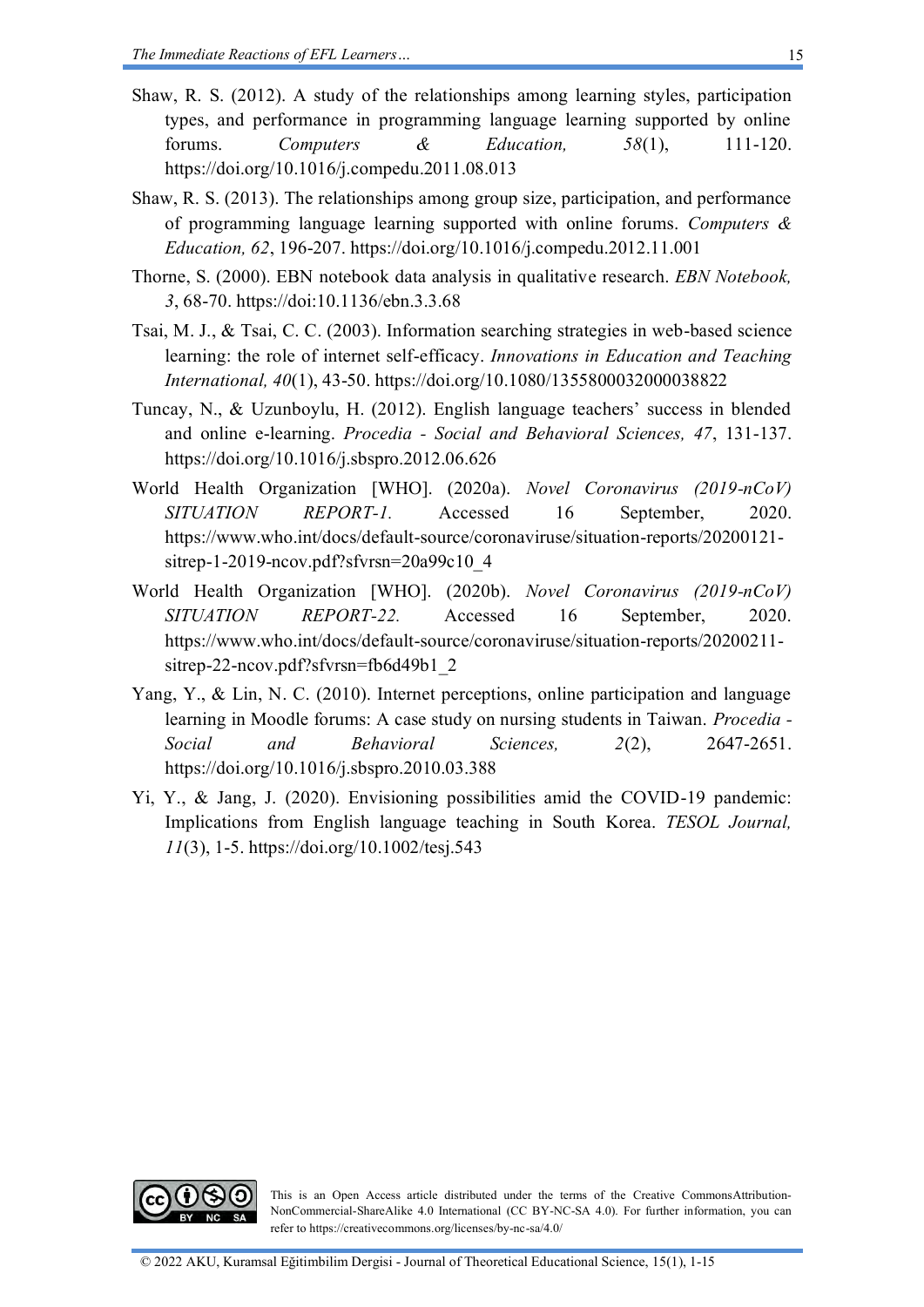Shaw, R. S. (2012). A study of the relationships among learning styles, participation types, and performance in programming language learning supported by online forums. *Computers & Education, 58*(1), 111-120. https://doi.org/10.1016/j.compedu.2011.08.013

Shaw, R. S. (2013). The relationships among group size, participation, and performance of programming language learning supported with online forums. *Computers & Education, 62*, 196-207. https://doi.org/10.1016/j.compedu.2012.11.001

Thorne, S. (2000). EBN notebook data analysis in qualitative research. *EBN Notebook, 3*, 68-70. https://doi:10.1136/ebn.3.3.68

Tsai, M. J., & Tsai, C. C. (2003). Information searching strategies in web-based science learning: the role of internet self-efficacy. *Innovations in Education and Teaching International, 40*(1), 43-50. https://doi.org/10.1080/1355800032000038822

Tuncay, N., & Uzunboylu, H. (2012). English language teachers' success in blended and online e-learning. *Procedia - Social and Behavioral Sciences, 47*, 131-137. https://doi.org/10.1016/j.sbspro.2012.06.626

World Health Organization [WHO]. (2020a). *Novel Coronavirus (2019-nCoV) SITUATION REPORT-1.* Accessed 16 September, 2020. https://www.who.int/docs/default-source/coronaviruse/situation-reports/20200121-sitrep-1-2019-ncov.pdf?sfvrsn=20a99c10_4

World Health Organization [WHO]. (2020b). *Novel Coronavirus (2019-nCoV) SITUATION REPORT-22.* Accessed 16 September, 2020. https://www.who.int/docs/default-source/coronaviruse/situation-reports/20200211-sitrep-22-ncov.pdf?sfvrsn=fb6d49b1_2

Yang, Y., & Lin, N. C. (2010). Internet perceptions, online participation and language learning in Moodle forums: A case study on nursing students in Taiwan. *Procedia - Social and Behavioral Sciences, 2*(2), 2647-2651. https://doi.org/10.1016/j.sbspro.2010.03.388

Yi, Y., & Jang, J. (2020). Envisioning possibilities amid the COVID-19 pandemic: Implications from English language teaching in South Korea. *TESOL Journal, 11*(3), 1-5. https://doi.org/10.1002/tesj.543

This is an Open Access article distributed under the terms of the Creative CommonsAttribution-NonCommercial-ShareAlike 4.0 International (CC BY-NC-SA 4.0). For further information, you can refer to https://creativecommons.org/licenses/by-nc-sa/4.0/